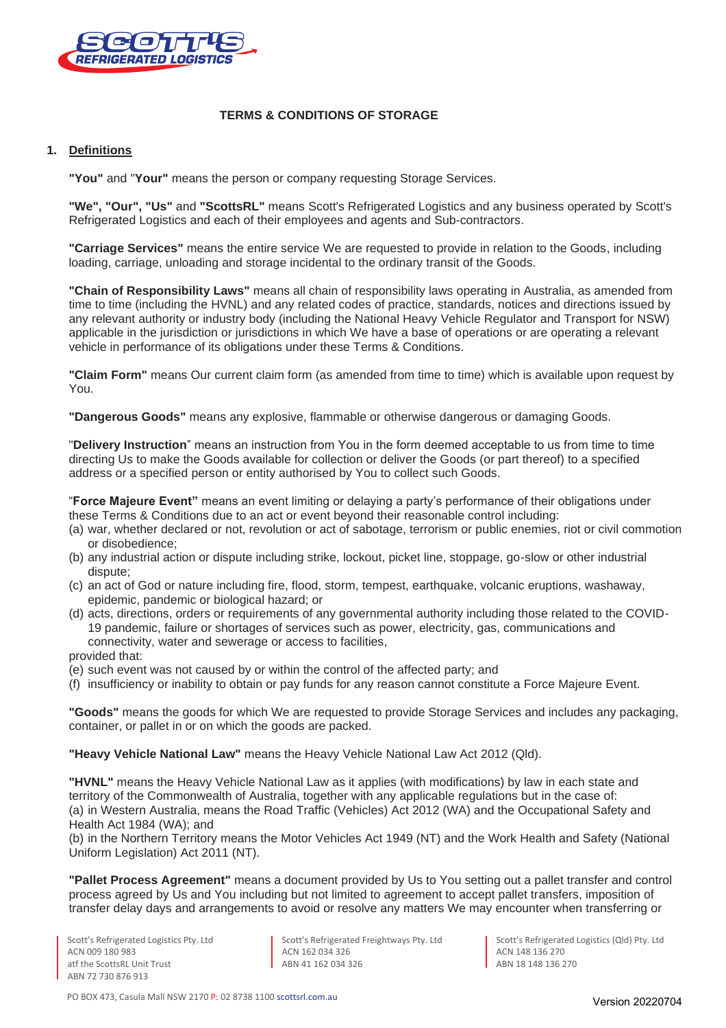# TERMS & CONDITIONS OF STORAGE

## 1. Definitions

**"You"** and "**Your"** means the person or company requesting Storage Services.

**"We", "Our", "Us"** and **"ScottsRL"** means Scott's Refrigerated Logistics and any business operated by Scott's Refrigerated Logistics and each of their employees and agents and Sub-contractors.

**"Carriage Services"** means the entire service We are requested to provide in relation to the Goods, including loading, carriage, unloading and storage incidental to the ordinary transit of the Goods.

**"Chain of Responsibility Laws"** means all chain of responsibility laws operating in Australia, as amended from time to time (including the HVNL) and any related codes of practice, standards, notices and directions issued by any relevant authority or industry body (including the National Heavy Vehicle Regulator and Transport for NSW) applicable in the jurisdiction or jurisdictions in which We have a base of operations or are operating a relevant vehicle in performance of its obligations under these Terms & Conditions.

**"Claim Form"** means Our current claim form (as amended from time to time) which is available upon request by You.

**"Dangerous Goods"** means any explosive, flammable or otherwise dangerous or damaging Goods.

"**Delivery Instruction**" means an instruction from You in the form deemed acceptable to us from time to time directing Us to make the Goods available for collection or deliver the Goods (or part thereof) to a specified address or a specified person or entity authorised by You to collect such Goods.

"**Force Majeure Event"** means an event limiting or delaying a party's performance of their obligations under these Terms & Conditions due to an act or event beyond their reasonable control including:

(a) war, whether declared or not, revolution or act of sabotage, terrorism or public enemies, riot or civil commotion or disobedience;
(b) any industrial action or dispute including strike, lockout, picket line, stoppage, go-slow or other industrial dispute;
(c) an act of God or nature including fire, flood, storm, tempest, earthquake, volcanic eruptions, washaway, epidemic, pandemic or biological hazard; or
(d) acts, directions, orders or requirements of any governmental authority including those related to the COVID-19 pandemic, failure or shortages of services such as power, electricity, gas, communications and connectivity, water and sewerage or access to facilities,

provided that:

(e) such event was not caused by or within the control of the affected party; and
(f) insufficiency or inability to obtain or pay funds for any reason cannot constitute a Force Majeure Event.

**"Goods"** means the goods for which We are requested to provide Storage Services and includes any packaging, container, or pallet in or on which the goods are packed.

**"Heavy Vehicle National Law"** means the Heavy Vehicle National Law Act 2012 (Qld).

**"HVNL"** means the Heavy Vehicle National Law as it applies (with modifications) by law in each state and territory of the Commonwealth of Australia, together with any applicable regulations but in the case of:
(a) in Western Australia, means the Road Traffic (Vehicles) Act 2012 (WA) and the Occupational Safety and Health Act 1984 (WA); and
(b) in the Northern Territory means the Motor Vehicles Act 1949 (NT) and the Work Health and Safety (National Uniform Legislation) Act 2011 (NT).

**"Pallet Process Agreement"** means a document provided by Us to You setting out a pallet transfer and control process agreed by Us and You including but not limited to agreement to accept pallet transfers, imposition of transfer delay days and arrangements to avoid or resolve any matters We may encounter when transferring or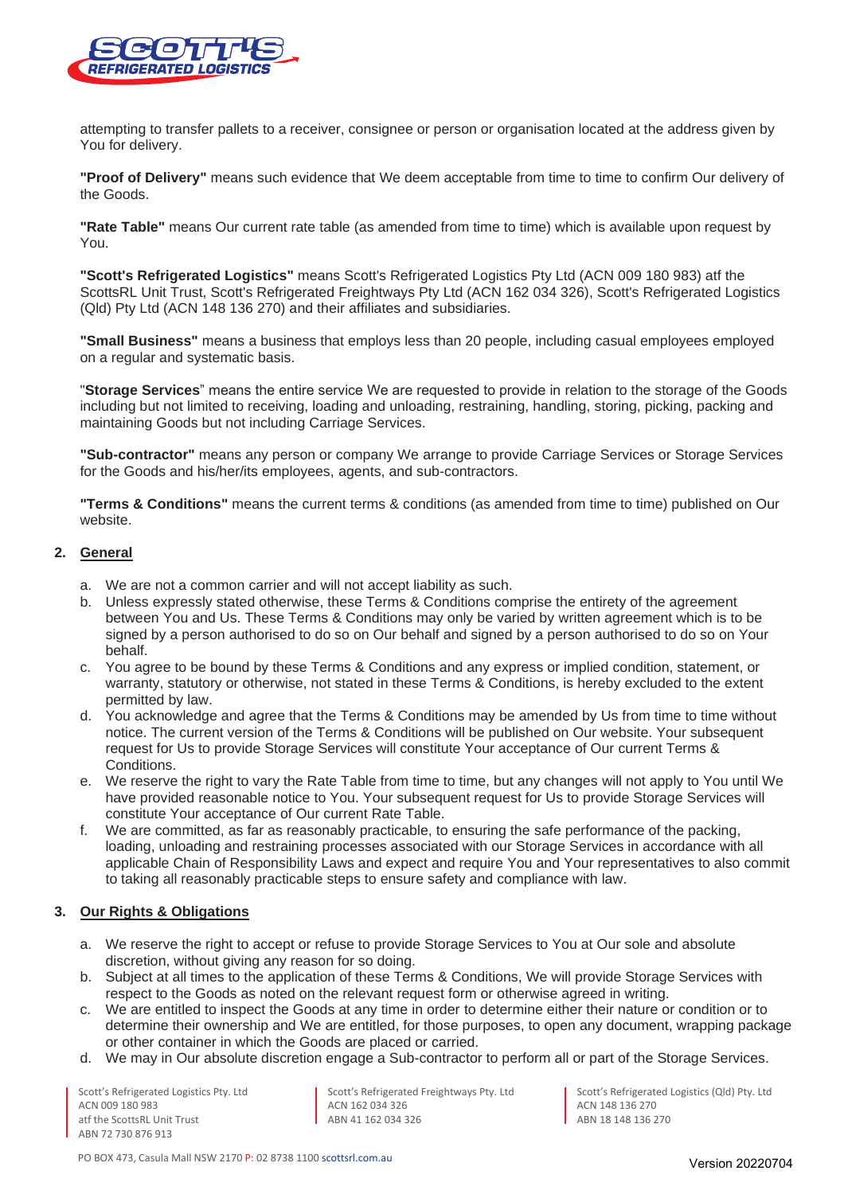attempting to transfer pallets to a receiver, consignee or person or organisation located at the address given by You for delivery.

**"Proof of Delivery"** means such evidence that We deem acceptable from time to time to confirm Our delivery of the Goods.

**"Rate Table"** means Our current rate table (as amended from time to time) which is available upon request by You.

**"Scott's Refrigerated Logistics"** means Scott's Refrigerated Logistics Pty Ltd (ACN 009 180 983) atf the ScottsRL Unit Trust, Scott's Refrigerated Freightways Pty Ltd (ACN 162 034 326), Scott's Refrigerated Logistics (Qld) Pty Ltd (ACN 148 136 270) and their affiliates and subsidiaries.

**"Small Business"** means a business that employs less than 20 people, including casual employees employed on a regular and systematic basis.

"**Storage Services**" means the entire service We are requested to provide in relation to the storage of the Goods including but not limited to receiving, loading and unloading, restraining, handling, storing, picking, packing and maintaining Goods but not including Carriage Services.

**"Sub-contractor"** means any person or company We arrange to provide Carriage Services or Storage Services for the Goods and his/her/its employees, agents, and sub-contractors.

**"Terms & Conditions"** means the current terms & conditions (as amended from time to time) published on Our website.

## 2. General

a. We are not a common carrier and will not accept liability as such.
b. Unless expressly stated otherwise, these Terms & Conditions comprise the entirety of the agreement between You and Us. These Terms & Conditions may only be varied by written agreement which is to be signed by a person authorised to do so on Our behalf and signed by a person authorised to do so on Your behalf.
c. You agree to be bound by these Terms & Conditions and any express or implied condition, statement, or warranty, statutory or otherwise, not stated in these Terms & Conditions, is hereby excluded to the extent permitted by law.
d. You acknowledge and agree that the Terms & Conditions may be amended by Us from time to time without notice. The current version of the Terms & Conditions will be published on Our website. Your subsequent request for Us to provide Storage Services will constitute Your acceptance of Our current Terms & Conditions.
e. We reserve the right to vary the Rate Table from time to time, but any changes will not apply to You until We have provided reasonable notice to You. Your subsequent request for Us to provide Storage Services will constitute Your acceptance of Our current Rate Table.
f. We are committed, as far as reasonably practicable, to ensuring the safe performance of the packing, loading, unloading and restraining processes associated with our Storage Services in accordance with all applicable Chain of Responsibility Laws and expect and require You and Your representatives to also commit to taking all reasonably practicable steps to ensure safety and compliance with law.

## 3. Our Rights & Obligations

a. We reserve the right to accept or refuse to provide Storage Services to You at Our sole and absolute discretion, without giving any reason for so doing.
b. Subject at all times to the application of these Terms & Conditions, We will provide Storage Services with respect to the Goods as noted on the relevant request form or otherwise agreed in writing.
c. We are entitled to inspect the Goods at any time in order to determine either their nature or condition or to determine their ownership and We are entitled, for those purposes, to open any document, wrapping package or other container in which the Goods are placed or carried.
d. We may in Our absolute discretion engage a Sub-contractor to perform all or part of the Storage Services.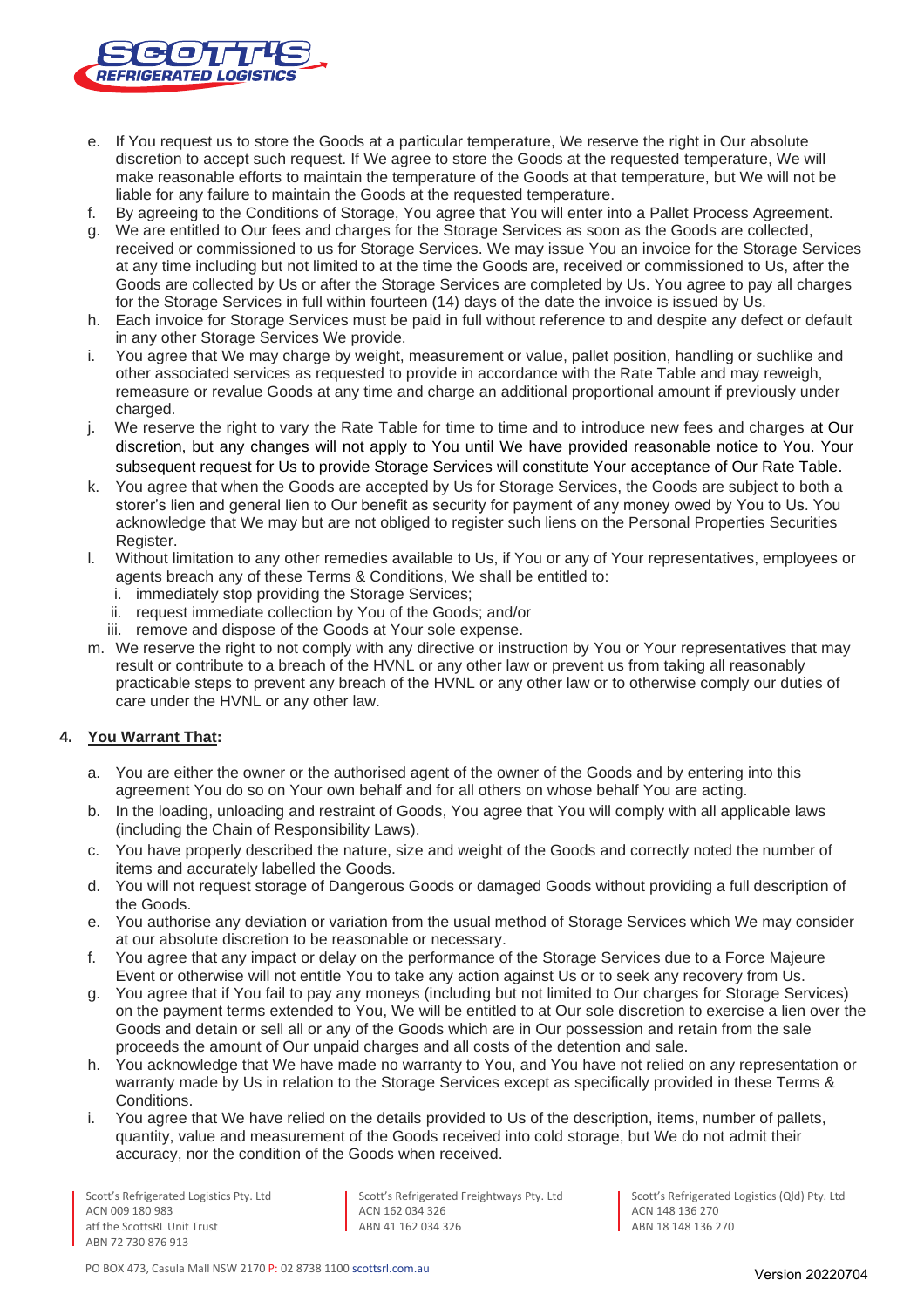e. If You request us to store the Goods at a particular temperature, We reserve the right in Our absolute discretion to accept such request. If We agree to store the Goods at the requested temperature, We will make reasonable efforts to maintain the temperature of the Goods at that temperature, but We will not be liable for any failure to maintain the Goods at the requested temperature.
f. By agreeing to the Conditions of Storage, You agree that You will enter into a Pallet Process Agreement.
g. We are entitled to Our fees and charges for the Storage Services as soon as the Goods are collected, received or commissioned to us for Storage Services. We may issue You an invoice for the Storage Services at any time including but not limited to at the time the Goods are, received or commissioned to Us, after the Goods are collected by Us or after the Storage Services are completed by Us. You agree to pay all charges for the Storage Services in full within fourteen (14) days of the date the invoice is issued by Us.
h. Each invoice for Storage Services must be paid in full without reference to and despite any defect or default in any other Storage Services We provide.
i. You agree that We may charge by weight, measurement or value, pallet position, handling or suchlike and other associated services as requested to provide in accordance with the Rate Table and may reweigh, remeasure or revalue Goods at any time and charge an additional proportional amount if previously under charged.
j. We reserve the right to vary the Rate Table for time to time and to introduce new fees and charges at Our discretion, but any changes will not apply to You until We have provided reasonable notice to You. Your subsequent request for Us to provide Storage Services will constitute Your acceptance of Our Rate Table.
k. You agree that when the Goods are accepted by Us for Storage Services, the Goods are subject to both a storer's lien and general lien to Our benefit as security for payment of any money owed by You to Us. You acknowledge that We may but are not obliged to register such liens on the Personal Properties Securities Register.
l. Without limitation to any other remedies available to Us, if You or any of Your representatives, employees or agents breach any of these Terms & Conditions, We shall be entitled to:
   i. immediately stop providing the Storage Services;
   ii. request immediate collection by You of the Goods; and/or
   iii. remove and dispose of the Goods at Your sole expense.
m. We reserve the right to not comply with any directive or instruction by You or Your representatives that may result or contribute to a breach of the HVNL or any other law or prevent us from taking all reasonably practicable steps to prevent any breach of the HVNL or any other law or to otherwise comply our duties of care under the HVNL or any other law.

## 4. You Warrant That:

a. You are either the owner or the authorised agent of the owner of the Goods and by entering into this agreement You do so on Your own behalf and for all others on whose behalf You are acting.
b. In the loading, unloading and restraint of Goods, You agree that You will comply with all applicable laws (including the Chain of Responsibility Laws).
c. You have properly described the nature, size and weight of the Goods and correctly noted the number of items and accurately labelled the Goods.
d. You will not request storage of Dangerous Goods or damaged Goods without providing a full description of the Goods.
e. You authorise any deviation or variation from the usual method of Storage Services which We may consider at our absolute discretion to be reasonable or necessary.
f. You agree that any impact or delay on the performance of the Storage Services due to a Force Majeure Event or otherwise will not entitle You to take any action against Us or to seek any recovery from Us.
g. You agree that if You fail to pay any moneys (including but not limited to Our charges for Storage Services) on the payment terms extended to You, We will be entitled to at Our sole discretion to exercise a lien over the Goods and detain or sell all or any of the Goods which are in Our possession and retain from the sale proceeds the amount of Our unpaid charges and all costs of the detention and sale.
h. You acknowledge that We have made no warranty to You, and You have not relied on any representation or warranty made by Us in relation to the Storage Services except as specifically provided in these Terms & Conditions.
i. You agree that We have relied on the details provided to Us of the description, items, number of pallets, quantity, value and measurement of the Goods received into cold storage, but We do not admit their accuracy, nor the condition of the Goods when received.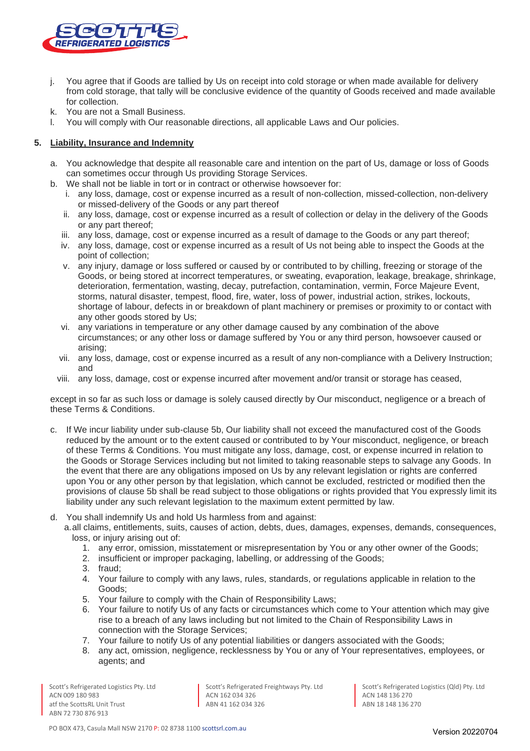j. You agree that if Goods are tallied by Us on receipt into cold storage or when made available for delivery from cold storage, that tally will be conclusive evidence of the quantity of Goods received and made available for collection.
k. You are not a Small Business.
l. You will comply with Our reasonable directions, all applicable Laws and Our policies.

## 5. Liability, Insurance and Indemnity

a. You acknowledge that despite all reasonable care and intention on the part of Us, damage or loss of Goods can sometimes occur through Us providing Storage Services.
b. We shall not be liable in tort or in contract or otherwise howsoever for:
   i. any loss, damage, cost or expense incurred as a result of non-collection, missed-collection, non-delivery or missed-delivery of the Goods or any part thereof
   ii. any loss, damage, cost or expense incurred as a result of collection or delay in the delivery of the Goods or any part thereof;
   iii. any loss, damage, cost or expense incurred as a result of damage to the Goods or any part thereof;
   iv. any loss, damage, cost or expense incurred as a result of Us not being able to inspect the Goods at the point of collection;
   v. any injury, damage or loss suffered or caused by or contributed to by chilling, freezing or storage of the Goods, or being stored at incorrect temperatures, or sweating, evaporation, leakage, breakage, shrinkage, deterioration, fermentation, wasting, decay, putrefaction, contamination, vermin, Force Majeure Event, storms, natural disaster, tempest, flood, fire, water, loss of power, industrial action, strikes, lockouts, shortage of labour, defects in or breakdown of plant machinery or premises or proximity to or contact with any other goods stored by Us;
   vi. any variations in temperature or any other damage caused by any combination of the above circumstances; or any other loss or damage suffered by You or any third person, howsoever caused or arising;
   vii. any loss, damage, cost or expense incurred as a result of any non-compliance with a Delivery Instruction; and
   viii. any loss, damage, cost or expense incurred after movement and/or transit or storage has ceased,

   except in so far as such loss or damage is solely caused directly by Our misconduct, negligence or a breach of these Terms & Conditions.

c. If We incur liability under sub-clause 5b, Our liability shall not exceed the manufactured cost of the Goods reduced by the amount or to the extent caused or contributed to by Your misconduct, negligence, or breach of these Terms & Conditions. You must mitigate any loss, damage, cost, or expense incurred in relation to the Goods or Storage Services including but not limited to taking reasonable steps to salvage any Goods. In the event that there are any obligations imposed on Us by any relevant legislation or rights are conferred upon You or any other person by that legislation, which cannot be excluded, restricted or modified then the provisions of clause 5b shall be read subject to those obligations or rights provided that You expressly limit its liability under any such relevant legislation to the maximum extent permitted by law.
d. You shall indemnify Us and hold Us harmless from and against:
   a. all claims, entitlements, suits, causes of action, debts, dues, damages, expenses, demands, consequences, loss, or injury arising out of:
      1. any error, omission, misstatement or misrepresentation by You or any other owner of the Goods;
      2. insufficient or improper packaging, labelling, or addressing of the Goods;
      3. fraud;
      4. Your failure to comply with any laws, rules, standards, or regulations applicable in relation to the Goods;
      5. Your failure to comply with the Chain of Responsibility Laws;
      6. Your failure to notify Us of any facts or circumstances which come to Your attention which may give rise to a breach of any laws including but not limited to the Chain of Responsibility Laws in connection with the Storage Services;
      7. Your failure to notify Us of any potential liabilities or dangers associated with the Goods;
      8. any act, omission, negligence, recklessness by You or any of Your representatives, employees, or agents; and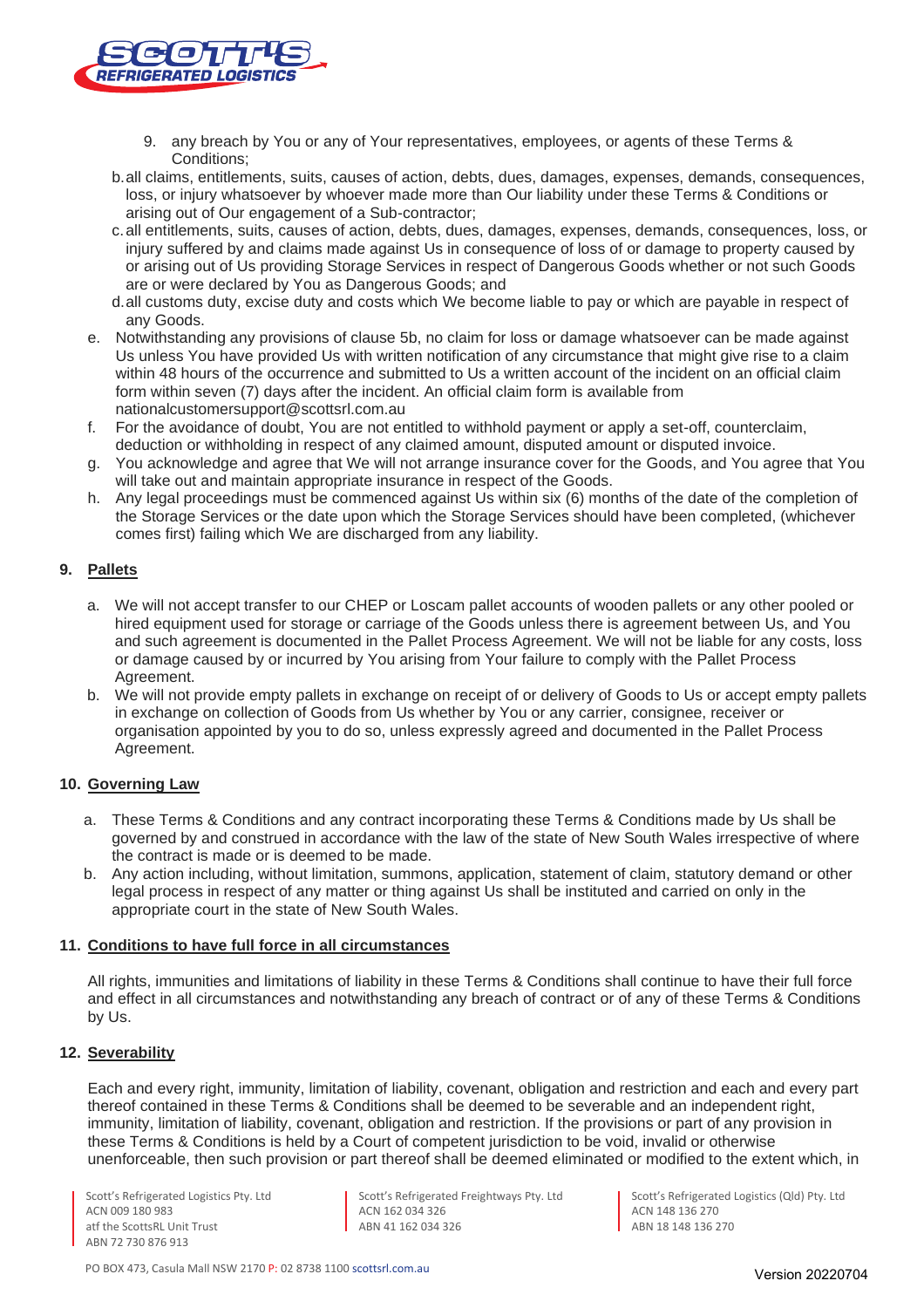9. any breach by You or any of Your representatives, employees, or agents of these Terms & Conditions;

b. all claims, entitlements, suits, causes of action, debts, dues, damages, expenses, demands, consequences, loss, or injury whatsoever by whoever made more than Our liability under these Terms & Conditions or arising out of Our engagement of a Sub-contractor;

c. all entitlements, suits, causes of action, debts, dues, damages, expenses, demands, consequences, loss, or injury suffered by and claims made against Us in consequence of loss of or damage to property caused by or arising out of Us providing Storage Services in respect of Dangerous Goods whether or not such Goods are or were declared by You as Dangerous Goods; and

d. all customs duty, excise duty and costs which We become liable to pay or which are payable in respect of any Goods.

e. Notwithstanding any provisions of clause 5b, no claim for loss or damage whatsoever can be made against Us unless You have provided Us with written notification of any circumstance that might give rise to a claim within 48 hours of the occurrence and submitted to Us a written account of the incident on an official claim form within seven (7) days after the incident. An official claim form is available from nationalcustomersupport@scottsrl.com.au

f. For the avoidance of doubt, You are not entitled to withhold payment or apply a set-off, counterclaim, deduction or withholding in respect of any claimed amount, disputed amount or disputed invoice.

g. You acknowledge and agree that We will not arrange insurance cover for the Goods, and You agree that You will take out and maintain appropriate insurance in respect of the Goods.

h. Any legal proceedings must be commenced against Us within six (6) months of the date of the completion of the Storage Services or the date upon which the Storage Services should have been completed, (whichever comes first) failing which We are discharged from any liability.

## 9. Pallets

a. We will not accept transfer to our CHEP or Loscam pallet accounts of wooden pallets or any other pooled or hired equipment used for storage or carriage of the Goods unless there is agreement between Us, and You and such agreement is documented in the Pallet Process Agreement. We will not be liable for any costs, loss or damage caused by or incurred by You arising from Your failure to comply with the Pallet Process Agreement.

b. We will not provide empty pallets in exchange on receipt of or delivery of Goods to Us or accept empty pallets in exchange on collection of Goods from Us whether by You or any carrier, consignee, receiver or organisation appointed by you to do so, unless expressly agreed and documented in the Pallet Process Agreement.

## 10. Governing Law

a. These Terms & Conditions and any contract incorporating these Terms & Conditions made by Us shall be governed by and construed in accordance with the law of the state of New South Wales irrespective of where the contract is made or is deemed to be made.

b. Any action including, without limitation, summons, application, statement of claim, statutory demand or other legal process in respect of any matter or thing against Us shall be instituted and carried on only in the appropriate court in the state of New South Wales.

## 11. Conditions to have full force in all circumstances

All rights, immunities and limitations of liability in these Terms & Conditions shall continue to have their full force and effect in all circumstances and notwithstanding any breach of contract or of any of these Terms & Conditions by Us.

## 12. Severability

Each and every right, immunity, limitation of liability, covenant, obligation and restriction and each and every part thereof contained in these Terms & Conditions shall be deemed to be severable and an independent right, immunity, limitation of liability, covenant, obligation and restriction. If the provisions or part of any provision in these Terms & Conditions is held by a Court of competent jurisdiction to be void, invalid or otherwise unenforceable, then such provision or part thereof shall be deemed eliminated or modified to the extent which, in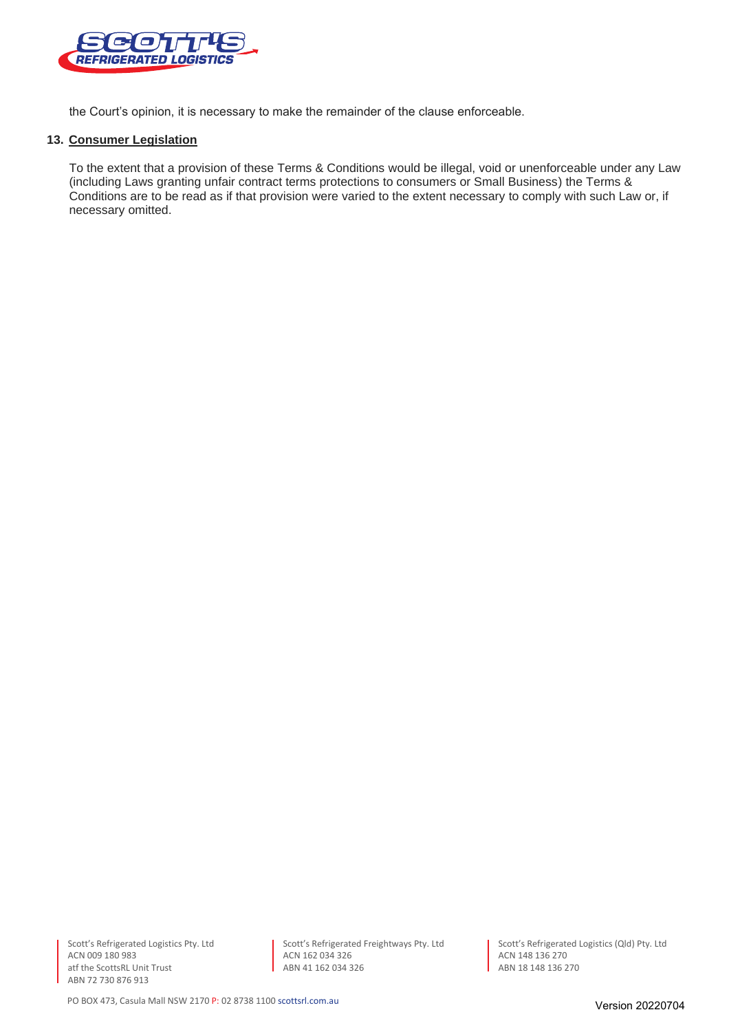the Court's opinion, it is necessary to make the remainder of the clause enforceable.

## 13. Consumer Legislation

To the extent that a provision of these Terms & Conditions would be illegal, void or unenforceable under any Law (including Laws granting unfair contract terms protections to consumers or Small Business) the Terms & Conditions are to be read as if that provision were varied to the extent necessary to comply with such Law or, if necessary omitted.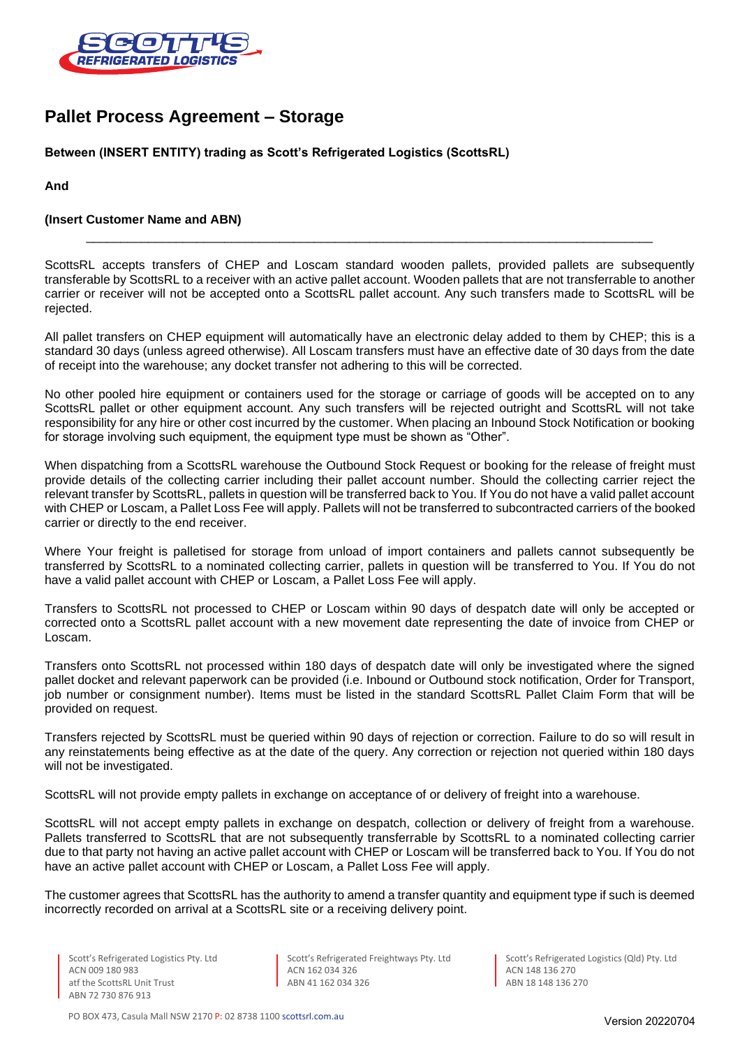# Pallet Process Agreement – Storage

**Between (INSERT ENTITY) trading as Scott's Refrigerated Logistics (ScottsRL)**

**And**

**(Insert Customer Name and ABN)**

---

ScottsRL accepts transfers of CHEP and Loscam standard wooden pallets, provided pallets are subsequently transferable by ScottsRL to a receiver with an active pallet account. Wooden pallets that are not transferrable to another carrier or receiver will not be accepted onto a ScottsRL pallet account. Any such transfers made to ScottsRL will be rejected.

All pallet transfers on CHEP equipment will automatically have an electronic delay added to them by CHEP; this is a standard 30 days (unless agreed otherwise). All Loscam transfers must have an effective date of 30 days from the date of receipt into the warehouse; any docket transfer not adhering to this will be corrected.

No other pooled hire equipment or containers used for the storage or carriage of goods will be accepted on to any ScottsRL pallet or other equipment account. Any such transfers will be rejected outright and ScottsRL will not take responsibility for any hire or other cost incurred by the customer. When placing an Inbound Stock Notification or booking for storage involving such equipment, the equipment type must be shown as "Other".

When dispatching from a ScottsRL warehouse the Outbound Stock Request or booking for the release of freight must provide details of the collecting carrier including their pallet account number. Should the collecting carrier reject the relevant transfer by ScottsRL, pallets in question will be transferred back to You. If You do not have a valid pallet account with CHEP or Loscam, a Pallet Loss Fee will apply. Pallets will not be transferred to subcontracted carriers of the booked carrier or directly to the end receiver.

Where Your freight is palletised for storage from unload of import containers and pallets cannot subsequently be transferred by ScottsRL to a nominated collecting carrier, pallets in question will be transferred to You. If You do not have a valid pallet account with CHEP or Loscam, a Pallet Loss Fee will apply.

Transfers to ScottsRL not processed to CHEP or Loscam within 90 days of despatch date will only be accepted or corrected onto a ScottsRL pallet account with a new movement date representing the date of invoice from CHEP or Loscam.

Transfers onto ScottsRL not processed within 180 days of despatch date will only be investigated where the signed pallet docket and relevant paperwork can be provided (i.e. Inbound or Outbound stock notification, Order for Transport, job number or consignment number). Items must be listed in the standard ScottsRL Pallet Claim Form that will be provided on request.

Transfers rejected by ScottsRL must be queried within 90 days of rejection or correction. Failure to do so will result in any reinstatements being effective as at the date of the query. Any correction or rejection not queried within 180 days will not be investigated.

ScottsRL will not provide empty pallets in exchange on acceptance of or delivery of freight into a warehouse.

ScottsRL will not accept empty pallets in exchange on despatch, collection or delivery of freight from a warehouse. Pallets transferred to ScottsRL that are not subsequently transferrable by ScottsRL to a nominated collecting carrier due to that party not having an active pallet account with CHEP or Loscam will be transferred back to You. If You do not have an active pallet account with CHEP or Loscam, a Pallet Loss Fee will apply.

The customer agrees that ScottsRL has the authority to amend a transfer quantity and equipment type if such is deemed incorrectly recorded on arrival at a ScottsRL site or a receiving delivery point.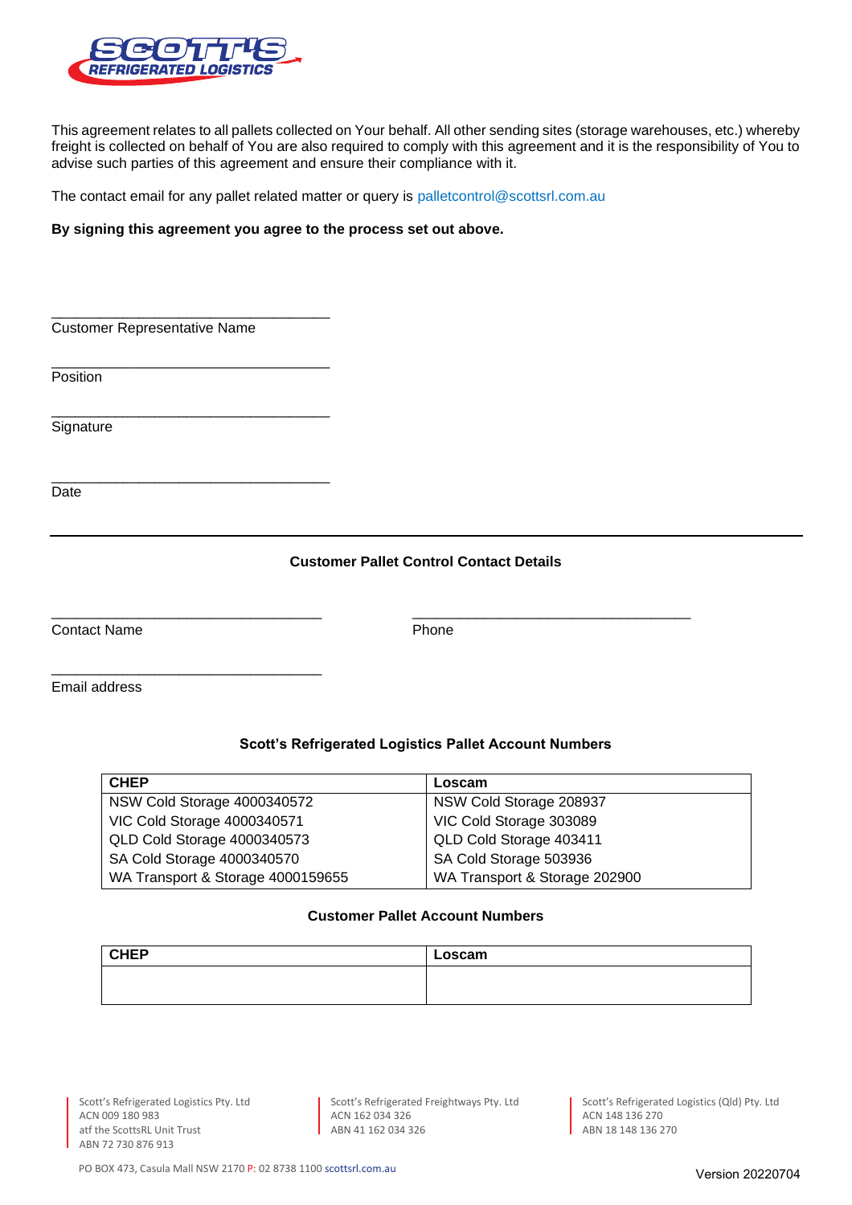This agreement relates to all pallets collected on Your behalf. All other sending sites (storage warehouses, etc.) whereby freight is collected on behalf of You are also required to comply with this agreement and it is the responsibility of You to advise such parties of this agreement and ensure their compliance with it.

The contact email for any pallet related matter or query is palletcontrol@scottsrl.com.au

**By signing this agreement you agree to the process set out above.**

___________________________________
Customer Representative Name

___________________________________
Position

___________________________________
Signature

___________________________________
Date

---

### Customer Pallet Control Contact Details

___________________________________
Contact Name

___________________________________
Phone

___________________________________
Email address

### Scott's Refrigerated Logistics Pallet Account Numbers

| CHEP | Loscam |
|---|---|
| NSW Cold Storage 4000340572 | NSW Cold Storage 208937 |
| VIC Cold Storage 4000340571 | VIC Cold Storage 303089 |
| QLD Cold Storage 4000340573 | QLD Cold Storage 403411 |
| SA Cold Storage 4000340570 | SA Cold Storage 503936 |
| WA Transport & Storage 4000159655 | WA Transport & Storage 202900 |

### Customer Pallet Account Numbers

| CHEP | Loscam |
|---|---|
| | |

Scott's Refrigerated Logistics Pty. Ltd
ACN 009 180 983
atf the ScottsRL Unit Trust
ABN 72 730 876 913

Scott's Refrigerated Freightways Pty. Ltd
ACN 162 034 326
ABN 41 162 034 326

Scott's Refrigerated Logistics (Qld) Pty. Ltd
ACN 148 136 270
ABN 18 148 136 270

PO BOX 473, Casula Mall NSW 2170 P: 02 8738 1100 scottsrl.com.au

Version 20220704